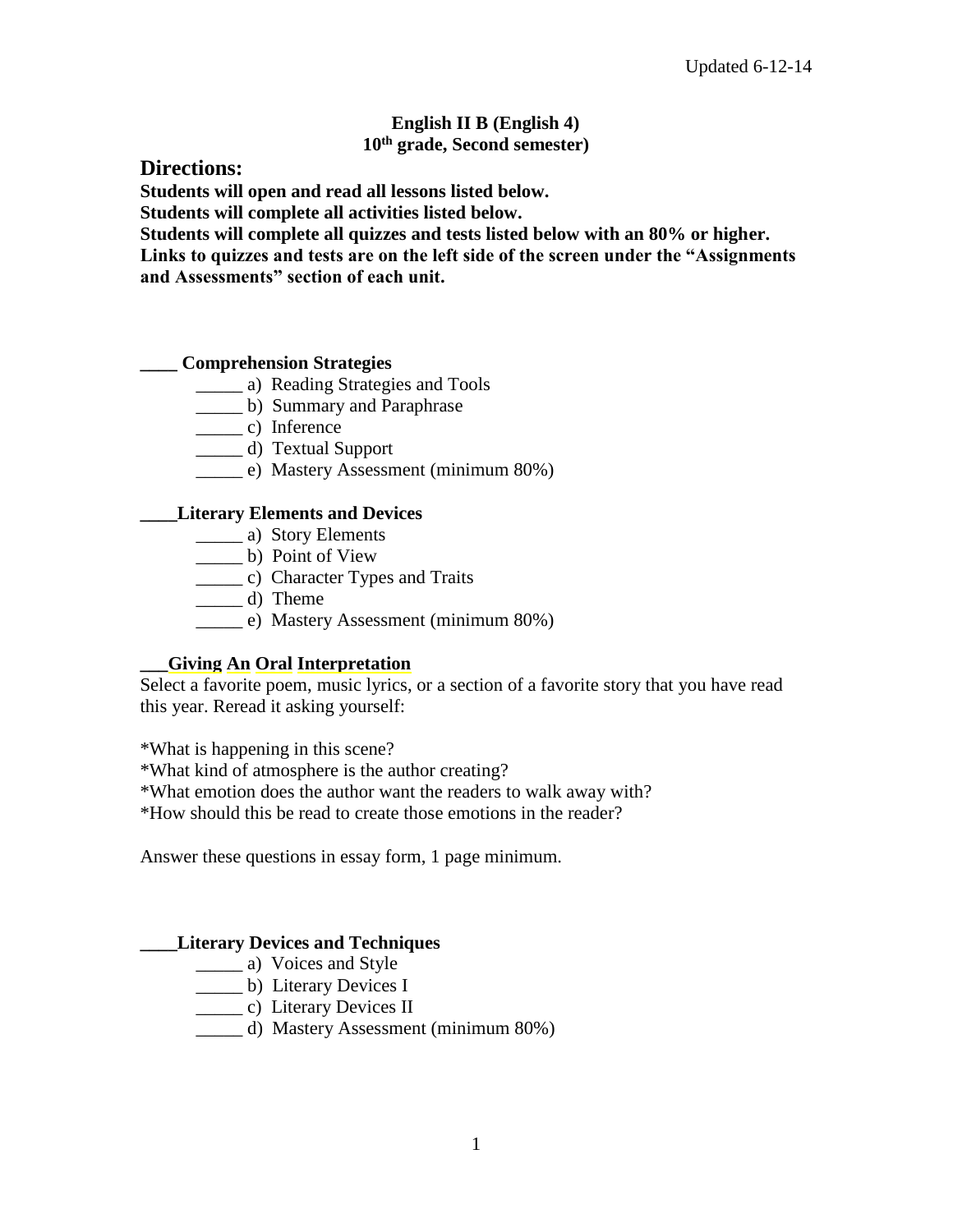Updated 6-12-14

**English II B (English 4)**
**10th grade, Second semester)**

## Directions:

**Students will open and read all lessons listed below.**
**Students will complete all activities listed below.**
**Students will complete all quizzes and tests listed below with an 80% or higher.**
**Links to quizzes and tests are on the left side of the screen under the "Assignments and Assessments" section of each unit.**

**____ Comprehension Strategies**

- _____ a) Reading Strategies and Tools
- _____ b) Summary and Paraphrase
- _____ c) Inference
- _____ d) Textual Support
- _____ e) Mastery Assessment (minimum 80%)

**____Literary Elements and Devices**

- _____ a) Story Elements
- _____ b) Point of View
- _____ c) Character Types and Traits
- _____ d) Theme
- _____ e) Mastery Assessment (minimum 80%)

**___Giving An Oral Interpretation**

Select a favorite poem, music lyrics, or a section of a favorite story that you have read this year. Reread it asking yourself:

*What is happening in this scene?
*What kind of atmosphere is the author creating?
*What emotion does the author want the readers to walk away with?
*How should this be read to create those emotions in the reader?

Answer these questions in essay form, 1 page minimum.

**____Literary Devices and Techniques**

- _____ a) Voices and Style
- _____ b) Literary Devices I
- _____ c) Literary Devices II
- _____ d) Mastery Assessment (minimum 80%)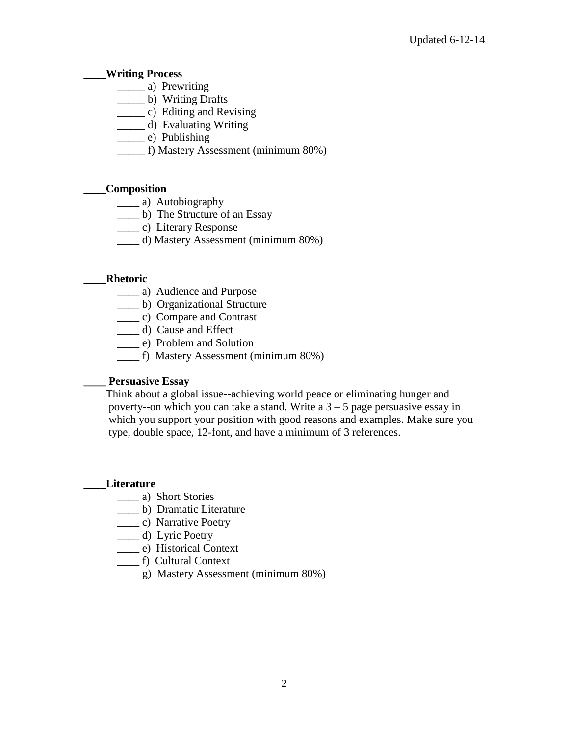**____Writing Process**

- _____ a) Prewriting
- _____ b) Writing Drafts
- _____ c) Editing and Revising
- _____ d) Evaluating Writing
- _____ e) Publishing
- _____ f) Mastery Assessment (minimum 80%)

**____Composition**

- ____ a) Autobiography
- ____ b) The Structure of an Essay
- ____ c) Literary Response
- ____ d) Mastery Assessment (minimum 80%)

**____Rhetoric**

- ____ a) Audience and Purpose
- ____ b) Organizational Structure
- ____ c) Compare and Contrast
- ____ d) Cause and Effect
- ____ e) Problem and Solution
- ____ f) Mastery Assessment (minimum 80%)

**____ Persuasive Essay**

Think about a global issue--achieving world peace or eliminating hunger and poverty--on which you can take a stand. Write a 3 – 5 page persuasive essay in which you support your position with good reasons and examples. Make sure you type, double space, 12-font, and have a minimum of 3 references.

**____Literature**

- ____ a) Short Stories
- ____ b) Dramatic Literature
- ____ c) Narrative Poetry
- ____ d) Lyric Poetry
- ____ e) Historical Context
- ____ f) Cultural Context
- ____ g) Mastery Assessment (minimum 80%)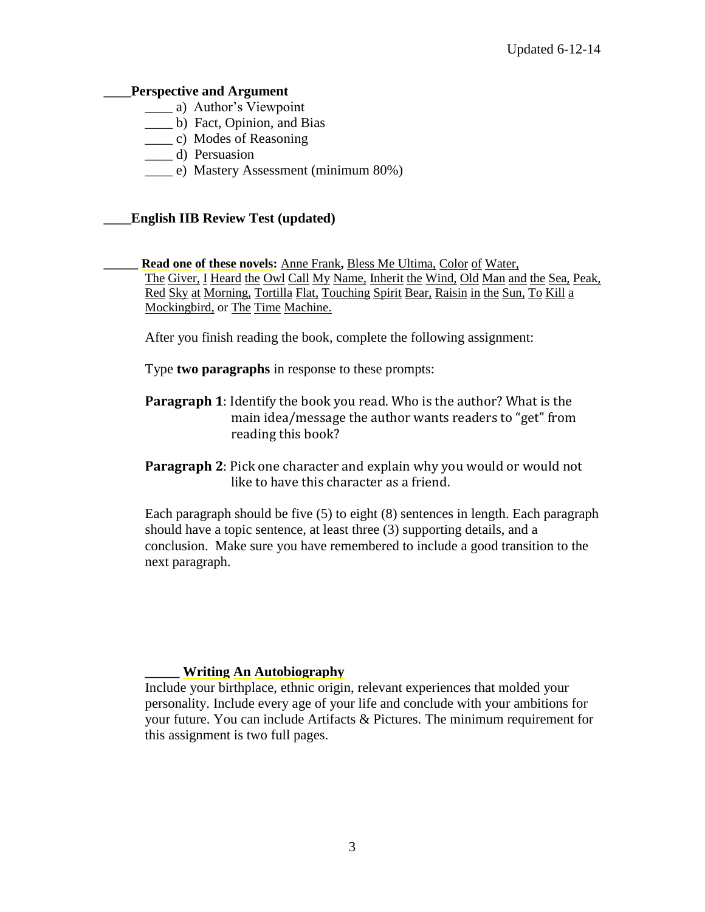**____Perspective and Argument**

- ____ a) Author's Viewpoint
- ____ b) Fact, Opinion, and Bias
- ____ c) Modes of Reasoning
- ____ d) Persuasion
- ____ e) Mastery Assessment (minimum 80%)

**____English IIB Review Test (updated)**

**_____ Read one of these novels:** Anne Frank**,** Bless Me Ultima, Color of Water, The Giver, I Heard the Owl Call My Name, Inherit the Wind, Old Man and the Sea, Peak, Red Sky at Morning, Tortilla Flat, Touching Spirit Bear, Raisin in the Sun, To Kill a Mockingbird, or The Time Machine.

After you finish reading the book, complete the following assignment:

Type **two paragraphs** in response to these prompts:

**Paragraph 1**: Identify the book you read. Who is the author? What is the main idea/message the author wants readers to "get" from reading this book?

**Paragraph 2**: Pick one character and explain why you would or would not like to have this character as a friend.

Each paragraph should be five (5) to eight (8) sentences in length. Each paragraph should have a topic sentence, at least three (3) supporting details, and a conclusion. Make sure you have remembered to include a good transition to the next paragraph.

**_____ Writing An Autobiography**

Include your birthplace, ethnic origin, relevant experiences that molded your personality. Include every age of your life and conclude with your ambitions for your future. You can include Artifacts & Pictures. The minimum requirement for this assignment is two full pages.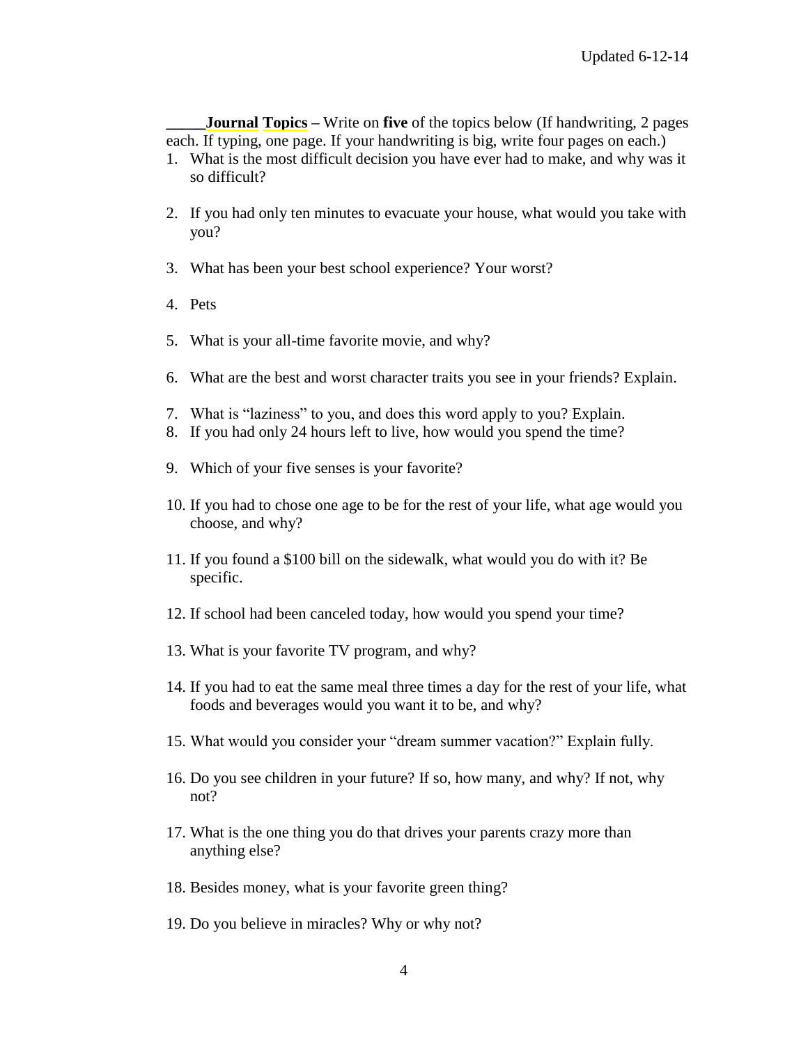_____**Journal Topics** – Write on **five** of the topics below (If handwriting, 2 pages each. If typing, one page. If your handwriting is big, write four pages on each.)

1. What is the most difficult decision you have ever had to make, and why was it so difficult?

2. If you had only ten minutes to evacuate your house, what would you take with you?

3. What has been your best school experience? Your worst?

4. Pets

5. What is your all-time favorite movie, and why?

6. What are the best and worst character traits you see in your friends? Explain.

7. What is "laziness" to you, and does this word apply to you? Explain.
8. If you had only 24 hours left to live, how would you spend the time?

9. Which of your five senses is your favorite?

10. If you had to chose one age to be for the rest of your life, what age would you choose, and why?

11. If you found a $100 bill on the sidewalk, what would you do with it? Be specific.

12. If school had been canceled today, how would you spend your time?

13. What is your favorite TV program, and why?

14. If you had to eat the same meal three times a day for the rest of your life, what foods and beverages would you want it to be, and why?

15. What would you consider your "dream summer vacation?" Explain fully.

16. Do you see children in your future? If so, how many, and why? If not, why not?

17. What is the one thing you do that drives your parents crazy more than anything else?

18. Besides money, what is your favorite green thing?

19. Do you believe in miracles? Why or why not?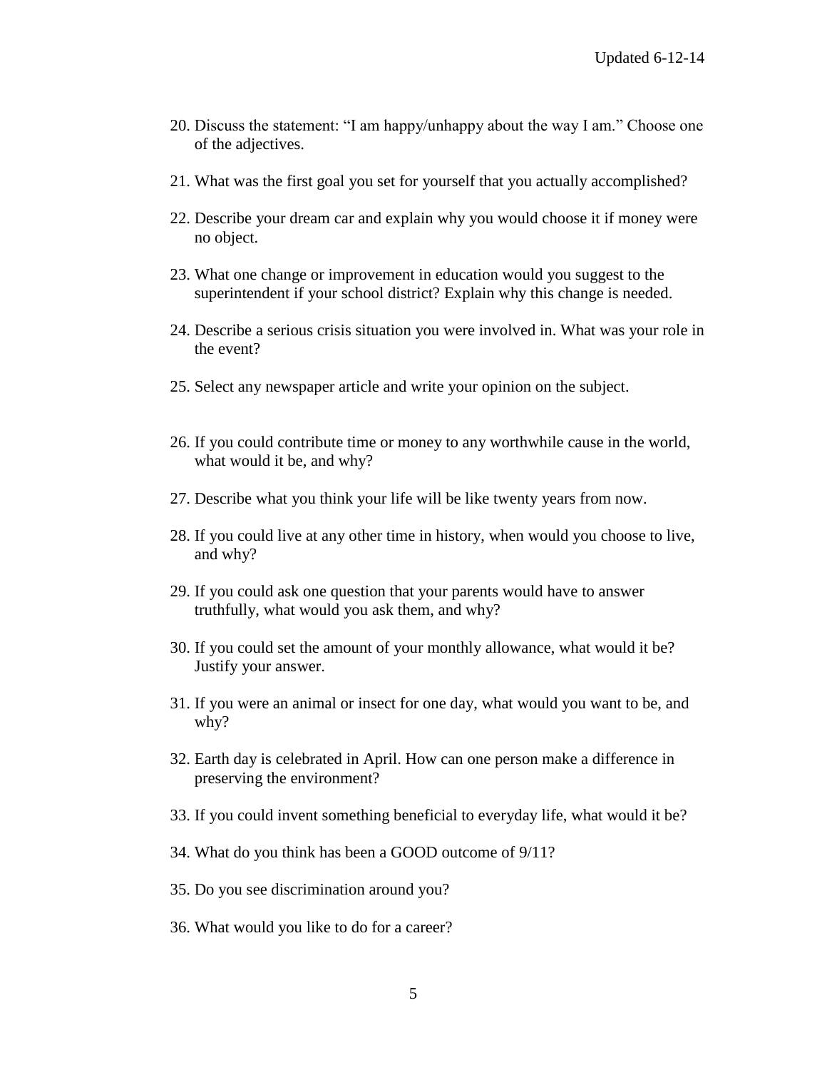20. Discuss the statement: “I am happy/unhappy about the way I am.” Choose one of the adjectives.

21. What was the first goal you set for yourself that you actually accomplished?

22. Describe your dream car and explain why you would choose it if money were no object.

23. What one change or improvement in education would you suggest to the superintendent if your school district? Explain why this change is needed.

24. Describe a serious crisis situation you were involved in. What was your role in the event?

25. Select any newspaper article and write your opinion on the subject.

26. If you could contribute time or money to any worthwhile cause in the world, what would it be, and why?

27. Describe what you think your life will be like twenty years from now.

28. If you could live at any other time in history, when would you choose to live, and why?

29. If you could ask one question that your parents would have to answer truthfully, what would you ask them, and why?

30. If you could set the amount of your monthly allowance, what would it be? Justify your answer.

31. If you were an animal or insect for one day, what would you want to be, and why?

32. Earth day is celebrated in April. How can one person make a difference in preserving the environment?

33. If you could invent something beneficial to everyday life, what would it be?

34. What do you think has been a GOOD outcome of 9/11?

35. Do you see discrimination around you?

36. What would you like to do for a career?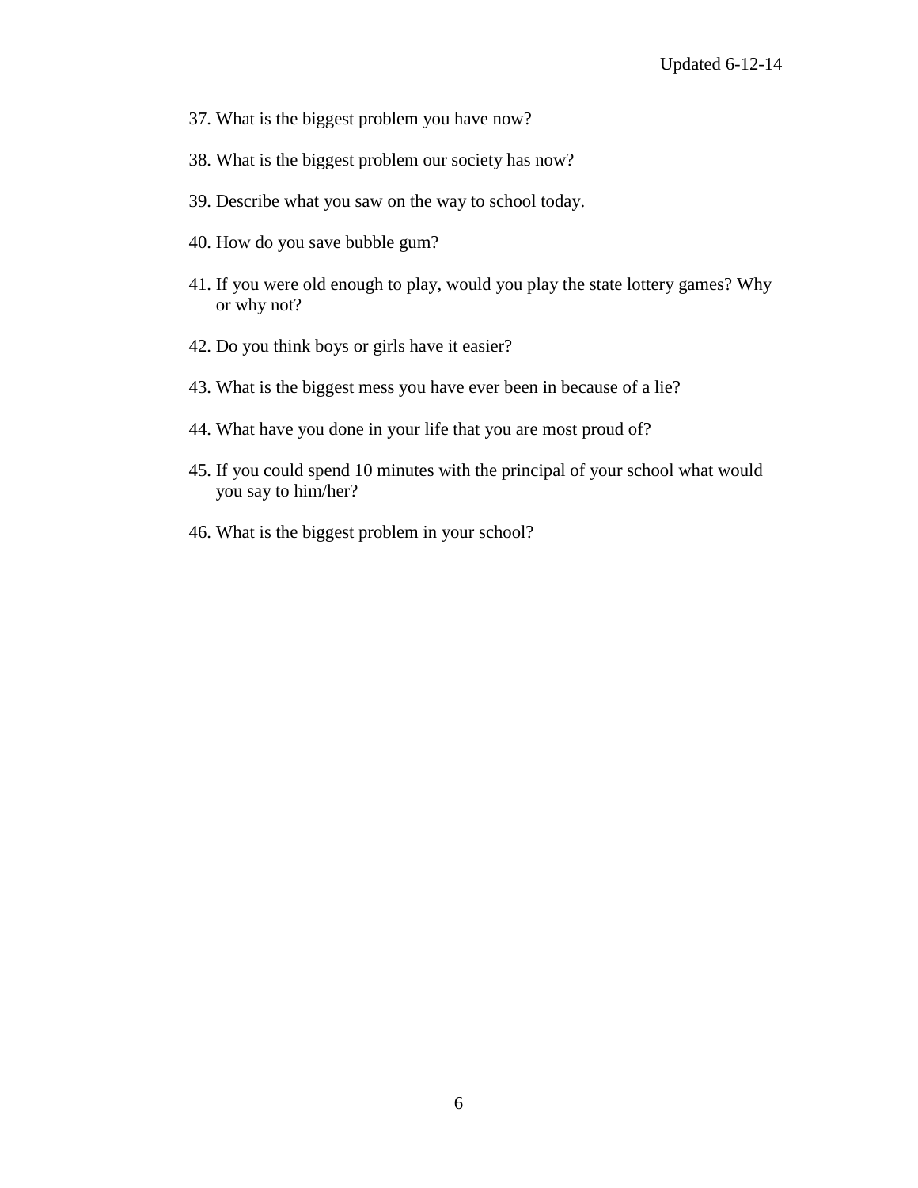37. What is the biggest problem you have now?

38. What is the biggest problem our society has now?

39. Describe what you saw on the way to school today.

40. How do you save bubble gum?

41. If you were old enough to play, would you play the state lottery games? Why or why not?

42. Do you think boys or girls have it easier?

43. What is the biggest mess you have ever been in because of a lie?

44. What have you done in your life that you are most proud of?

45. If you could spend 10 minutes with the principal of your school what would you say to him/her?

46. What is the biggest problem in your school?